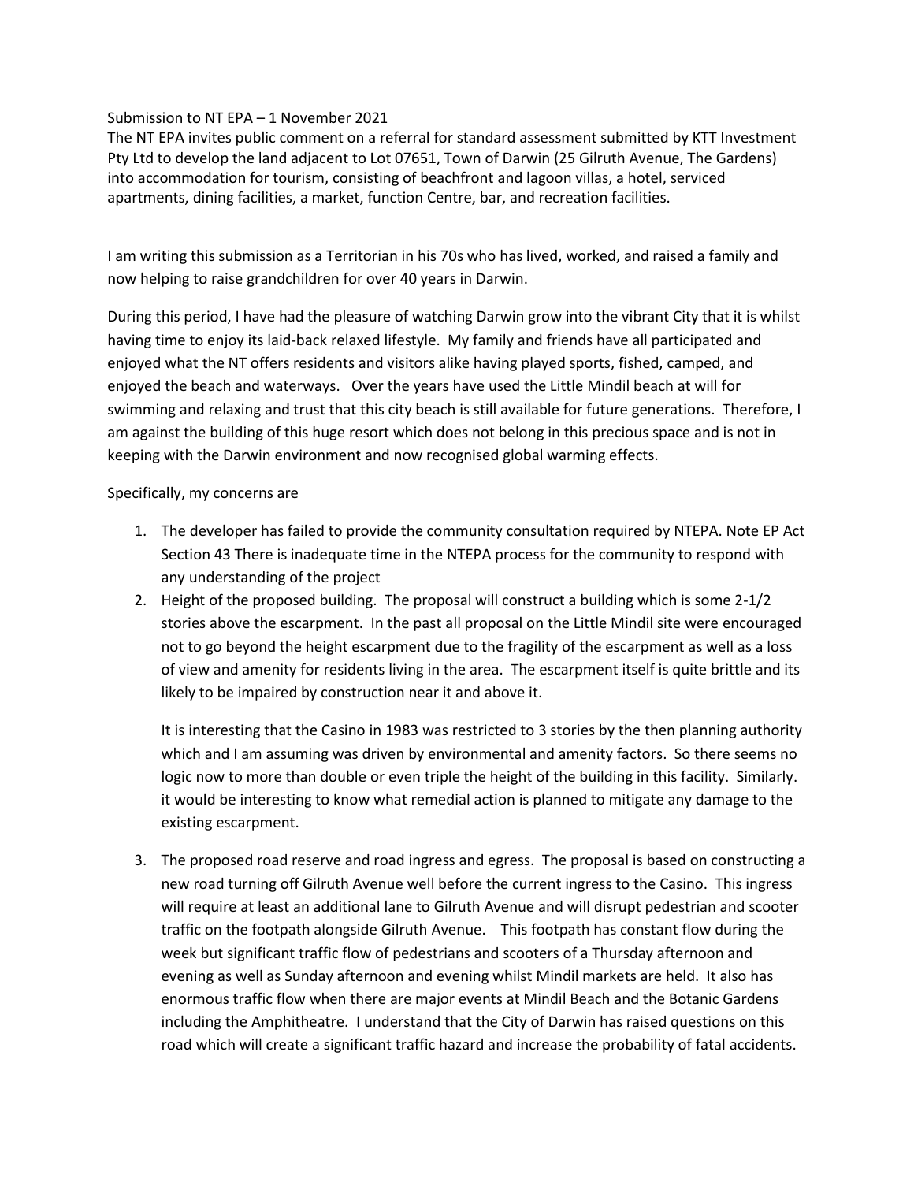Submission to NT EPA – 1 November 2021

The NT EPA invites public comment on a referral for standard assessment submitted by KTT Investment Pty Ltd to develop the land adjacent to Lot 07651, Town of Darwin (25 Gilruth Avenue, The Gardens) into accommodation for tourism, consisting of beachfront and lagoon villas, a hotel, serviced apartments, dining facilities, a market, function Centre, bar, and recreation facilities.

I am writing this submission as a Territorian in his 70s who has lived, worked, and raised a family and now helping to raise grandchildren for over 40 years in Darwin.

During this period, I have had the pleasure of watching Darwin grow into the vibrant City that it is whilst having time to enjoy its laid-back relaxed lifestyle. My family and friends have all participated and enjoyed what the NT offers residents and visitors alike having played sports, fished, camped, and enjoyed the beach and waterways. Over the years have used the Little Mindil beach at will for swimming and relaxing and trust that this city beach is still available for future generations. Therefore, I am against the building of this huge resort which does not belong in this precious space and is not in keeping with the Darwin environment and now recognised global warming effects.

Specifically, my concerns are

1. The developer has failed to provide the community consultation required by NTEPA. Note EP Act Section 43 There is inadequate time in the NTEPA process for the community to respond with any understanding of the project
2. Height of the proposed building. The proposal will construct a building which is some 2-1/2 stories above the escarpment. In the past all proposal on the Little Mindil site were encouraged not to go beyond the height escarpment due to the fragility of the escarpment as well as a loss of view and amenity for residents living in the area. The escarpment itself is quite brittle and its likely to be impaired by construction near it and above it.

   It is interesting that the Casino in 1983 was restricted to 3 stories by the then planning authority which and I am assuming was driven by environmental and amenity factors. So there seems no logic now to more than double or even triple the height of the building in this facility. Similarly. it would be interesting to know what remedial action is planned to mitigate any damage to the existing escarpment.

3. The proposed road reserve and road ingress and egress. The proposal is based on constructing a new road turning off Gilruth Avenue well before the current ingress to the Casino. This ingress will require at least an additional lane to Gilruth Avenue and will disrupt pedestrian and scooter traffic on the footpath alongside Gilruth Avenue. This footpath has constant flow during the week but significant traffic flow of pedestrians and scooters of a Thursday afternoon and evening as well as Sunday afternoon and evening whilst Mindil markets are held. It also has enormous traffic flow when there are major events at Mindil Beach and the Botanic Gardens including the Amphitheatre. I understand that the City of Darwin has raised questions on this road which will create a significant traffic hazard and increase the probability of fatal accidents.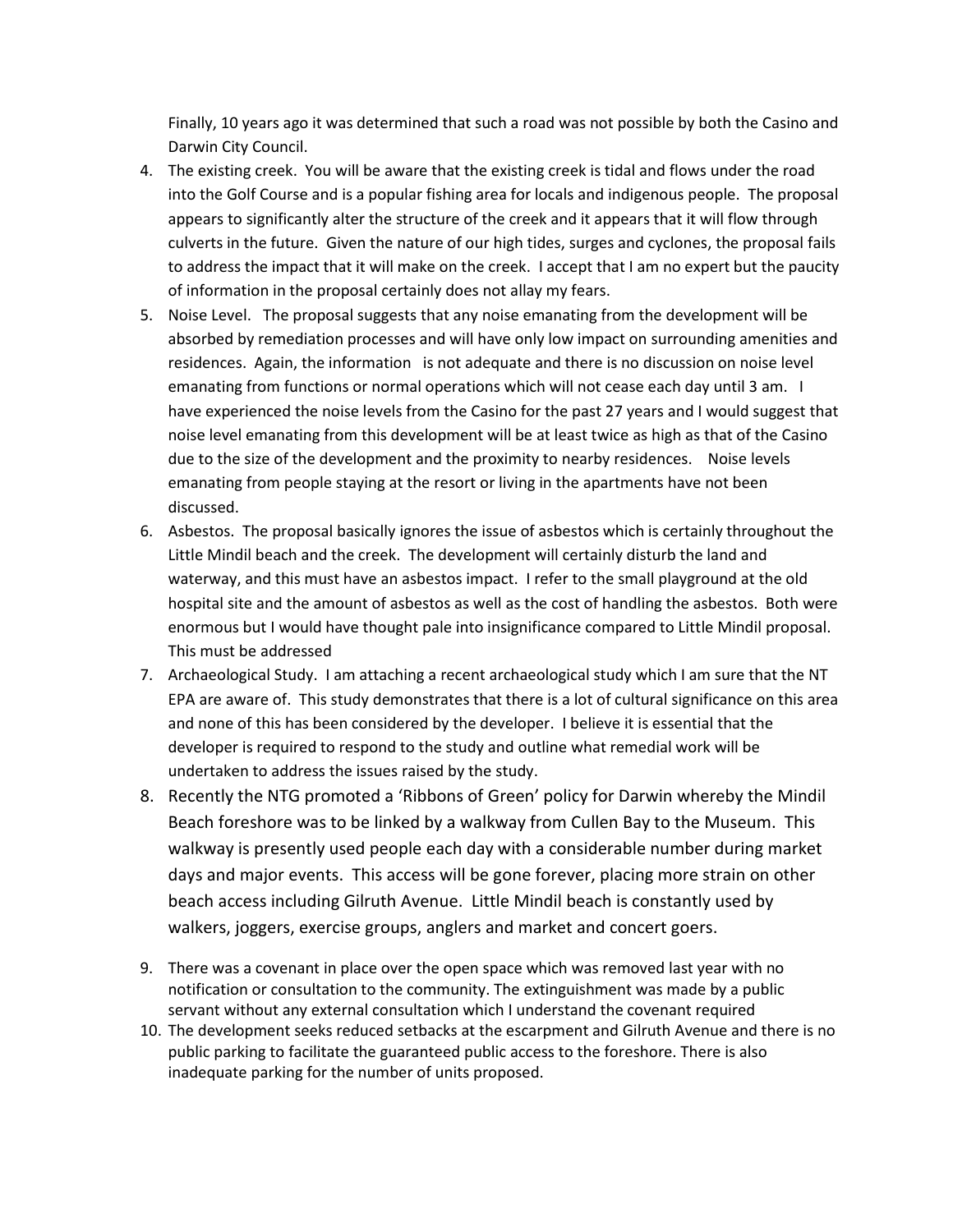Finally, 10 years ago it was determined that such a road was not possible by both the Casino and Darwin City Council.

4. The existing creek. You will be aware that the existing creek is tidal and flows under the road into the Golf Course and is a popular fishing area for locals and indigenous people. The proposal appears to significantly alter the structure of the creek and it appears that it will flow through culverts in the future. Given the nature of our high tides, surges and cyclones, the proposal fails to address the impact that it will make on the creek. I accept that I am no expert but the paucity of information in the proposal certainly does not allay my fears.
5. Noise Level. The proposal suggests that any noise emanating from the development will be absorbed by remediation processes and will have only low impact on surrounding amenities and residences. Again, the information is not adequate and there is no discussion on noise level emanating from functions or normal operations which will not cease each day until 3 am. I have experienced the noise levels from the Casino for the past 27 years and I would suggest that noise level emanating from this development will be at least twice as high as that of the Casino due to the size of the development and the proximity to nearby residences. Noise levels emanating from people staying at the resort or living in the apartments have not been discussed.
6. Asbestos. The proposal basically ignores the issue of asbestos which is certainly throughout the Little Mindil beach and the creek. The development will certainly disturb the land and waterway, and this must have an asbestos impact. I refer to the small playground at the old hospital site and the amount of asbestos as well as the cost of handling the asbestos. Both were enormous but I would have thought pale into insignificance compared to Little Mindil proposal. This must be addressed
7. Archaeological Study. I am attaching a recent archaeological study which I am sure that the NT EPA are aware of. This study demonstrates that there is a lot of cultural significance on this area and none of this has been considered by the developer. I believe it is essential that the developer is required to respond to the study and outline what remedial work will be undertaken to address the issues raised by the study.
8. Recently the NTG promoted a 'Ribbons of Green' policy for Darwin whereby the Mindil Beach foreshore was to be linked by a walkway from Cullen Bay to the Museum. This walkway is presently used people each day with a considerable number during market days and major events. This access will be gone forever, placing more strain on other beach access including Gilruth Avenue. Little Mindil beach is constantly used by walkers, joggers, exercise groups, anglers and market and concert goers.
9. There was a covenant in place over the open space which was removed last year with no notification or consultation to the community. The extinguishment was made by a public servant without any external consultation which I understand the covenant required
10. The development seeks reduced setbacks at the escarpment and Gilruth Avenue and there is no public parking to facilitate the guaranteed public access to the foreshore. There is also inadequate parking for the number of units proposed.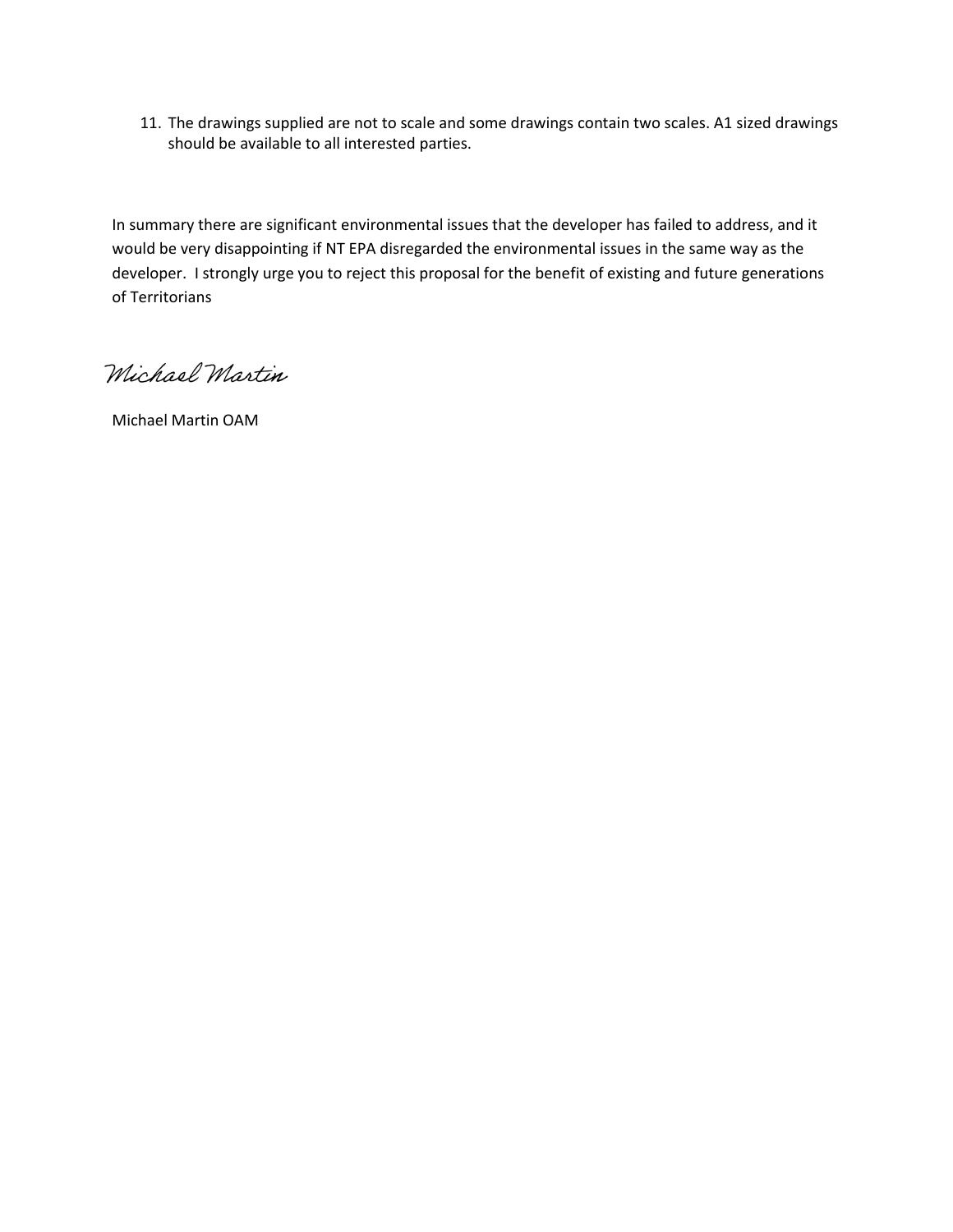11. The drawings supplied are not to scale and some drawings contain two scales. A1 sized drawings should be available to all interested parties.

In summary there are significant environmental issues that the developer has failed to address, and it would be very disappointing if NT EPA disregarded the environmental issues in the same way as the developer. I strongly urge you to reject this proposal for the benefit of existing and future generations of Territorians

*Michael Martin*

Michael Martin OAM